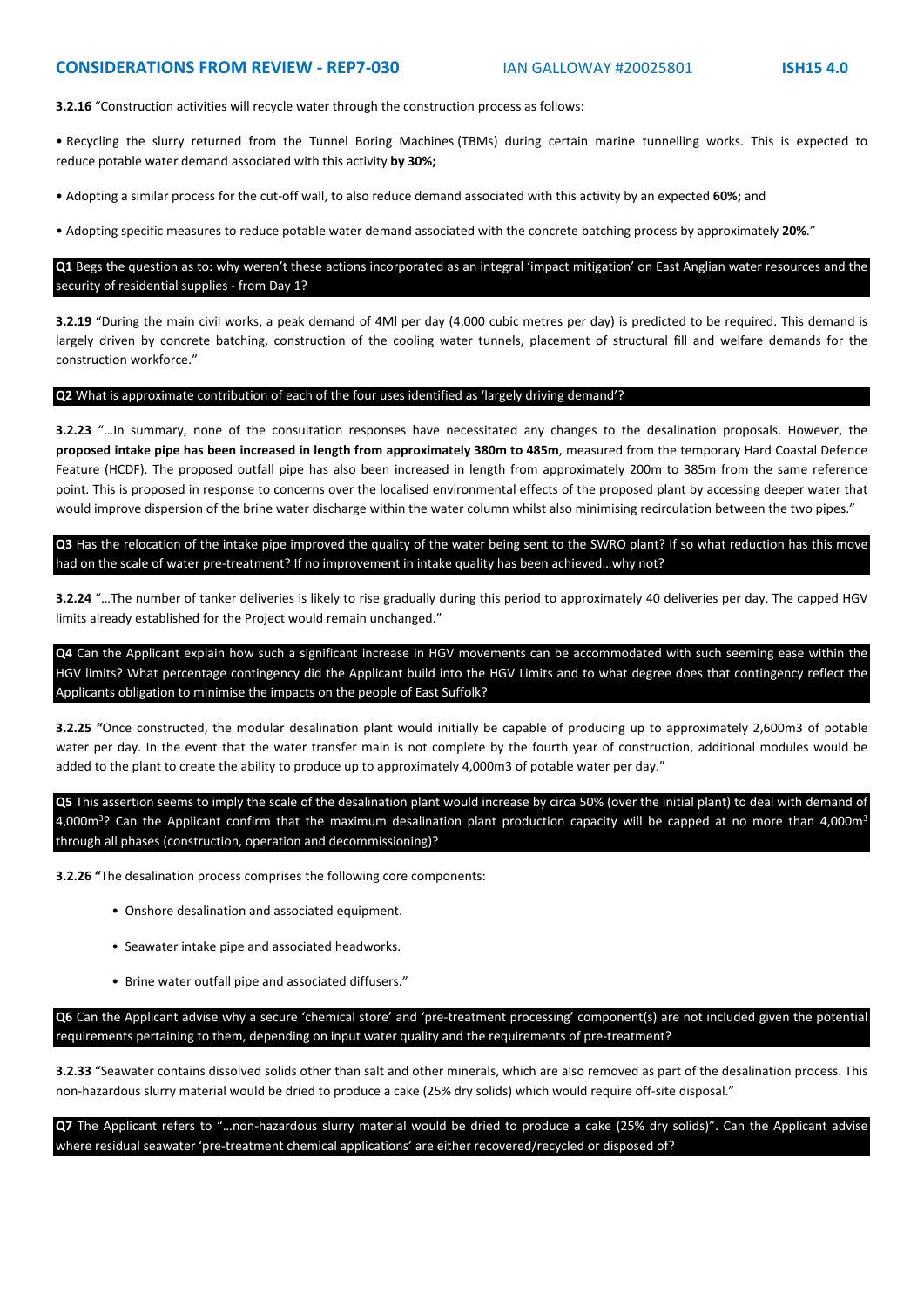## CONSIDERATIONS FROM REVIEW - REP7-030 IAN GALLOWAY #20025801 ISH15 4.0

**3.2.16** "Construction activities will recycle water through the construction process as follows:

• Recycling the slurry returned from the Tunnel Boring Machines (TBMs) during certain marine tunnelling works. This is expected to reduce potable water demand associated with this activity **by 30%;**

• Adopting a similar process for the cut-off wall, to also reduce demand associated with this activity by an expected **60%;** and

• Adopting specific measures to reduce potable water demand associated with the concrete batching process by approximately **20%**."

**Q1** Begs the question as to: why weren't these actions incorporated as an integral 'impact mitigation' on East Anglian water resources and the security of residential supplies - from Day 1?

**3.2.19** "During the main civil works, a peak demand of 4Ml per day (4,000 cubic metres per day) is predicted to be required. This demand is largely driven by concrete batching, construction of the cooling water tunnels, placement of structural fill and welfare demands for the construction workforce."

**Q2** What is approximate contribution of each of the four uses identified as 'largely driving demand'?

**3.2.23** "…In summary, none of the consultation responses have necessitated any changes to the desalination proposals. However, the **proposed intake pipe has been increased in length from approximately 380m to 485m**, measured from the temporary Hard Coastal Defence Feature (HCDF). The proposed outfall pipe has also been increased in length from approximately 200m to 385m from the same reference point. This is proposed in response to concerns over the localised environmental effects of the proposed plant by accessing deeper water that would improve dispersion of the brine water discharge within the water column whilst also minimising recirculation between the two pipes."

**Q3** Has the relocation of the intake pipe improved the quality of the water being sent to the SWRO plant? If so what reduction has this move had on the scale of water pre-treatment? If no improvement in intake quality has been achieved…why not?

**3.2.24** "…The number of tanker deliveries is likely to rise gradually during this period to approximately 40 deliveries per day. The capped HGV limits already established for the Project would remain unchanged."

**Q4** Can the Applicant explain how such a significant increase in HGV movements can be accommodated with such seeming ease within the HGV limits? What percentage contingency did the Applicant build into the HGV Limits and to what degree does that contingency reflect the Applicants obligation to minimise the impacts on the people of East Suffolk?

**3.2.25** "Once constructed, the modular desalination plant would initially be capable of producing up to approximately 2,600m3 of potable water per day. In the event that the water transfer main is not complete by the fourth year of construction, additional modules would be added to the plant to create the ability to produce up to approximately 4,000m3 of potable water per day."

**Q5** This assertion seems to imply the scale of the desalination plant would increase by circa 50% (over the initial plant) to deal with demand of 4,000$m^3$? Can the Applicant confirm that the maximum desalination plant production capacity will be capped at no more than 4,000$m^3$ through all phases (construction, operation and decommissioning)?

**3.2.26** "The desalination process comprises the following core components:

- Onshore desalination and associated equipment.
- Seawater intake pipe and associated headworks.
- Brine water outfall pipe and associated diffusers."

**Q6** Can the Applicant advise why a secure 'chemical store' and 'pre-treatment processing' component(s) are not included given the potential requirements pertaining to them, depending on input water quality and the requirements of pre-treatment?

**3.2.33** "Seawater contains dissolved solids other than salt and other minerals, which are also removed as part of the desalination process. This non-hazardous slurry material would be dried to produce a cake (25% dry solids) which would require off-site disposal."

**Q7** The Applicant refers to "…non-hazardous slurry material would be dried to produce a cake (25% dry solids)". Can the Applicant advise where residual seawater 'pre-treatment chemical applications' are either recovered/recycled or disposed of?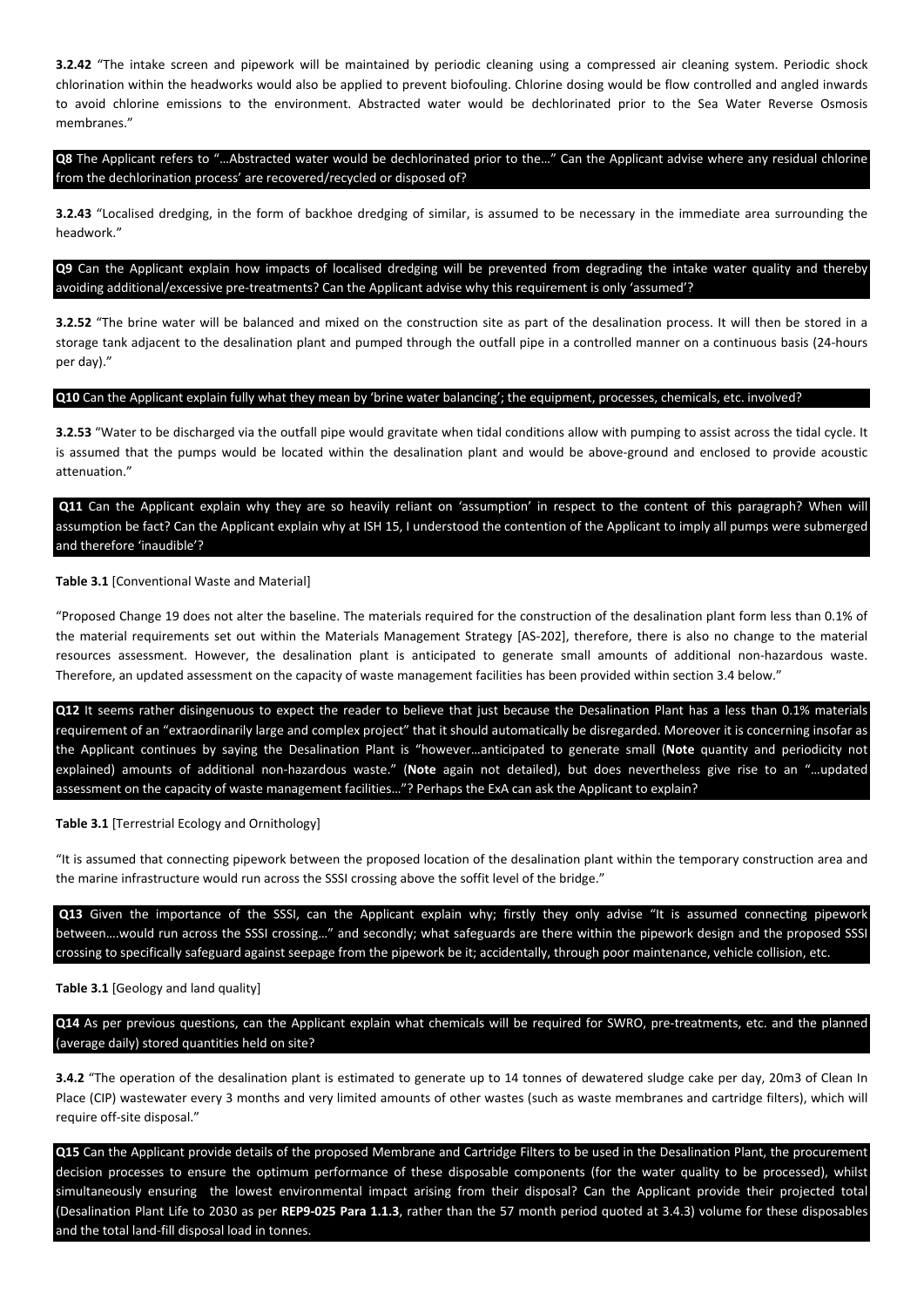**3.2.42** "The intake screen and pipework will be maintained by periodic cleaning using a compressed air cleaning system. Periodic shock chlorination within the headworks would also be applied to prevent biofouling. Chlorine dosing would be flow controlled and angled inwards to avoid chlorine emissions to the environment. Abstracted water would be dechlorinated prior to the Sea Water Reverse Osmosis membranes."

**Q8** The Applicant refers to "…Abstracted water would be dechlorinated prior to the…" Can the Applicant advise where any residual chlorine from the dechlorination process' are recovered/recycled or disposed of?

**3.2.43** "Localised dredging, in the form of backhoe dredging of similar, is assumed to be necessary in the immediate area surrounding the headwork."

**Q9** Can the Applicant explain how impacts of localised dredging will be prevented from degrading the intake water quality and thereby avoiding additional/excessive pre-treatments? Can the Applicant advise why this requirement is only 'assumed'?

**3.2.52** "The brine water will be balanced and mixed on the construction site as part of the desalination process. It will then be stored in a storage tank adjacent to the desalination plant and pumped through the outfall pipe in a controlled manner on a continuous basis (24-hours per day)."

**Q10** Can the Applicant explain fully what they mean by 'brine water balancing'; the equipment, processes, chemicals, etc. involved?

**3.2.53** "Water to be discharged via the outfall pipe would gravitate when tidal conditions allow with pumping to assist across the tidal cycle. It is assumed that the pumps would be located within the desalination plant and would be above-ground and enclosed to provide acoustic attenuation."

**Q11** Can the Applicant explain why they are so heavily reliant on 'assumption' in respect to the content of this paragraph? When will assumption be fact? Can the Applicant explain why at ISH 15, I understood the contention of the Applicant to imply all pumps were submerged and therefore 'inaudible'?

**Table 3.1** [Conventional Waste and Material]

"Proposed Change 19 does not alter the baseline. The materials required for the construction of the desalination plant form less than 0.1% of the material requirements set out within the Materials Management Strategy [AS-202], therefore, there is also no change to the material resources assessment. However, the desalination plant is anticipated to generate small amounts of additional non-hazardous waste. Therefore, an updated assessment on the capacity of waste management facilities has been provided within section 3.4 below."

**Q12** It seems rather disingenuous to expect the reader to believe that just because the Desalination Plant has a less than 0.1% materials requirement of an "extraordinarily large and complex project" that it should automatically be disregarded. Moreover it is concerning insofar as the Applicant continues by saying the Desalination Plant is "however…anticipated to generate small (**Note** quantity and periodicity not explained) amounts of additional non-hazardous waste." (**Note** again not detailed), but does nevertheless give rise to an "…updated assessment on the capacity of waste management facilities…"? Perhaps the ExA can ask the Applicant to explain?

**Table 3.1** [Terrestrial Ecology and Ornithology]

"It is assumed that connecting pipework between the proposed location of the desalination plant within the temporary construction area and the marine infrastructure would run across the SSSI crossing above the soffit level of the bridge."

**Q13** Given the importance of the SSSI, can the Applicant explain why; firstly they only advise "It is assumed connecting pipework between….would run across the SSSI crossing…" and secondly; what safeguards are there within the pipework design and the proposed SSSI crossing to specifically safeguard against seepage from the pipework be it; accidentally, through poor maintenance, vehicle collision, etc.

**Table 3.1** [Geology and land quality]

**Q14** As per previous questions, can the Applicant explain what chemicals will be required for SWRO, pre-treatments, etc. and the planned (average daily) stored quantities held on site?

**3.4.2** "The operation of the desalination plant is estimated to generate up to 14 tonnes of dewatered sludge cake per day, 20m3 of Clean In Place (CIP) wastewater every 3 months and very limited amounts of other wastes (such as waste membranes and cartridge filters), which will require off-site disposal."

**Q15** Can the Applicant provide details of the proposed Membrane and Cartridge Filters to be used in the Desalination Plant, the procurement decision processes to ensure the optimum performance of these disposable components (for the water quality to be processed), whilst simultaneously ensuring the lowest environmental impact arising from their disposal? Can the Applicant provide their projected total (Desalination Plant Life to 2030 as per **REP9-025 Para 1.1.3**, rather than the 57 month period quoted at 3.4.3) volume for these disposables and the total land-fill disposal load in tonnes.